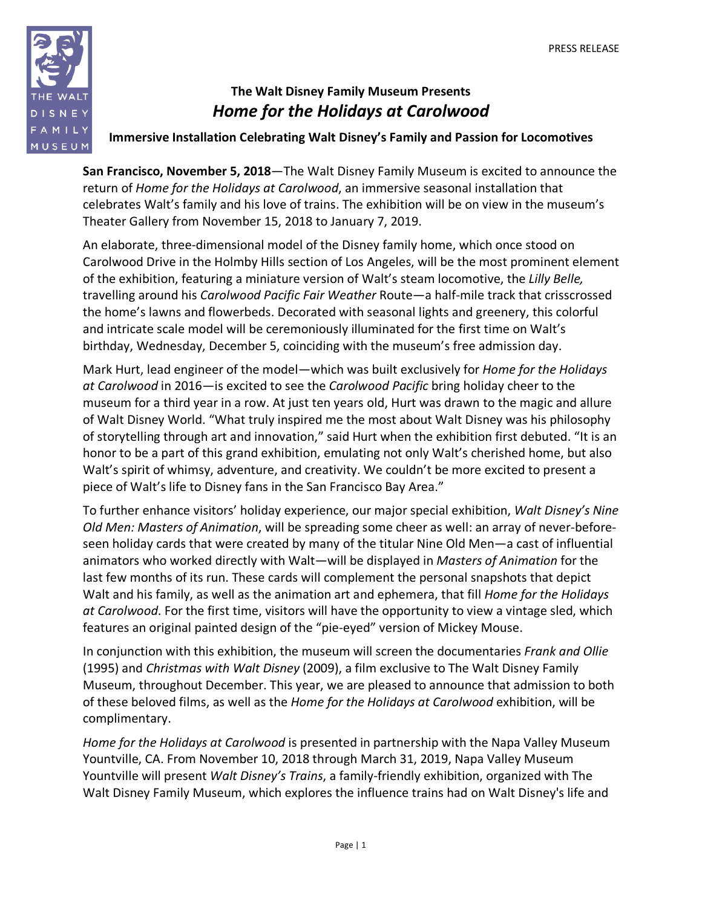PRESS RELEASE

## The Walt Disney Family Museum Presents
# *Home for the Holidays at Carolwood*

### Immersive Installation Celebrating Walt Disney's Family and Passion for Locomotives

**San Francisco, November 5, 2018**—The Walt Disney Family Museum is excited to announce the return of *Home for the Holidays at Carolwood*, an immersive seasonal installation that celebrates Walt's family and his love of trains. The exhibition will be on view in the museum's Theater Gallery from November 15, 2018 to January 7, 2019.

An elaborate, three-dimensional model of the Disney family home, which once stood on Carolwood Drive in the Holmby Hills section of Los Angeles, will be the most prominent element of the exhibition, featuring a miniature version of Walt's steam locomotive, the *Lilly Belle,* travelling around his *Carolwood Pacific Fair Weather* Route—a half-mile track that crisscrossed the home's lawns and flowerbeds. Decorated with seasonal lights and greenery, this colorful and intricate scale model will be ceremoniously illuminated for the first time on Walt's birthday, Wednesday, December 5, coinciding with the museum's free admission day.

Mark Hurt, lead engineer of the model—which was built exclusively for *Home for the Holidays at Carolwood* in 2016—is excited to see the *Carolwood Pacific* bring holiday cheer to the museum for a third year in a row. At just ten years old, Hurt was drawn to the magic and allure of Walt Disney World. "What truly inspired me the most about Walt Disney was his philosophy of storytelling through art and innovation," said Hurt when the exhibition first debuted. "It is an honor to be a part of this grand exhibition, emulating not only Walt's cherished home, but also Walt's spirit of whimsy, adventure, and creativity. We couldn't be more excited to present a piece of Walt's life to Disney fans in the San Francisco Bay Area."

To further enhance visitors' holiday experience, our major special exhibition, *Walt Disney's Nine Old Men: Masters of Animation*, will be spreading some cheer as well: an array of never-before-seen holiday cards that were created by many of the titular Nine Old Men—a cast of influential animators who worked directly with Walt—will be displayed in *Masters of Animation* for the last few months of its run. These cards will complement the personal snapshots that depict Walt and his family, as well as the animation art and ephemera, that fill *Home for the Holidays at Carolwood*. For the first time, visitors will have the opportunity to view a vintage sled, which features an original painted design of the "pie-eyed" version of Mickey Mouse.

In conjunction with this exhibition, the museum will screen the documentaries *Frank and Ollie* (1995) and *Christmas with Walt Disney* (2009), a film exclusive to The Walt Disney Family Museum, throughout December. This year, we are pleased to announce that admission to both of these beloved films, as well as the *Home for the Holidays at Carolwood* exhibition, will be complimentary.

*Home for the Holidays at Carolwood* is presented in partnership with the Napa Valley Museum Yountville, CA. From November 10, 2018 through March 31, 2019, Napa Valley Museum Yountville will present *Walt Disney's Trains*, a family-friendly exhibition, organized with The Walt Disney Family Museum, which explores the influence trains had on Walt Disney's life and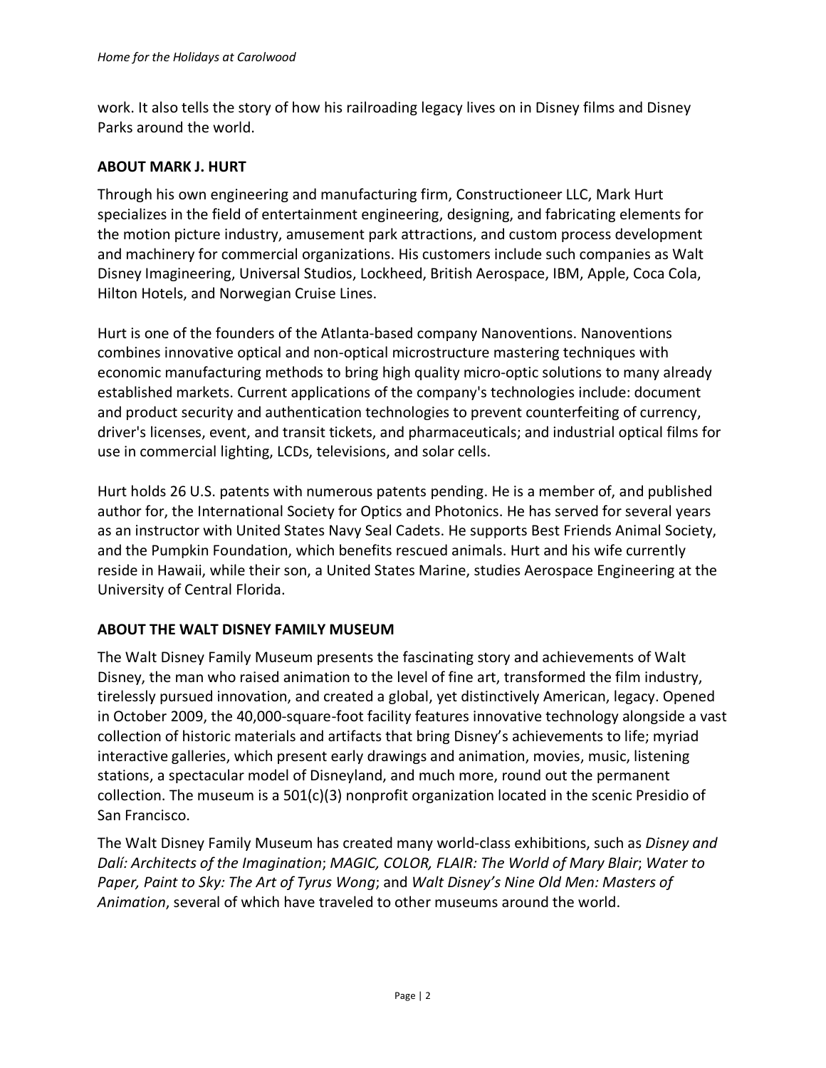work. It also tells the story of how his railroading legacy lives on in Disney films and Disney Parks around the world.

## ABOUT MARK J. HURT

Through his own engineering and manufacturing firm, Constructioneer LLC, Mark Hurt specializes in the field of entertainment engineering, designing, and fabricating elements for the motion picture industry, amusement park attractions, and custom process development and machinery for commercial organizations. His customers include such companies as Walt Disney Imagineering, Universal Studios, Lockheed, British Aerospace, IBM, Apple, Coca Cola, Hilton Hotels, and Norwegian Cruise Lines.

Hurt is one of the founders of the Atlanta-based company Nanoventions. Nanoventions combines innovative optical and non-optical microstructure mastering techniques with economic manufacturing methods to bring high quality micro-optic solutions to many already established markets. Current applications of the company's technologies include: document and product security and authentication technologies to prevent counterfeiting of currency, driver's licenses, event, and transit tickets, and pharmaceuticals; and industrial optical films for use in commercial lighting, LCDs, televisions, and solar cells.

Hurt holds 26 U.S. patents with numerous patents pending. He is a member of, and published author for, the International Society for Optics and Photonics. He has served for several years as an instructor with United States Navy Seal Cadets. He supports Best Friends Animal Society, and the Pumpkin Foundation, which benefits rescued animals. Hurt and his wife currently reside in Hawaii, while their son, a United States Marine, studies Aerospace Engineering at the University of Central Florida.

## ABOUT THE WALT DISNEY FAMILY MUSEUM

The Walt Disney Family Museum presents the fascinating story and achievements of Walt Disney, the man who raised animation to the level of fine art, transformed the film industry, tirelessly pursued innovation, and created a global, yet distinctively American, legacy. Opened in October 2009, the 40,000-square-foot facility features innovative technology alongside a vast collection of historic materials and artifacts that bring Disney's achievements to life; myriad interactive galleries, which present early drawings and animation, movies, music, listening stations, a spectacular model of Disneyland, and much more, round out the permanent collection. The museum is a 501(c)(3) nonprofit organization located in the scenic Presidio of San Francisco.

The Walt Disney Family Museum has created many world-class exhibitions, such as *Disney and Dalí: Architects of the Imagination*; *MAGIC, COLOR, FLAIR: The World of Mary Blair*; *Water to Paper, Paint to Sky: The Art of Tyrus Wong*; and *Walt Disney's Nine Old Men: Masters of Animation*, several of which have traveled to other museums around the world.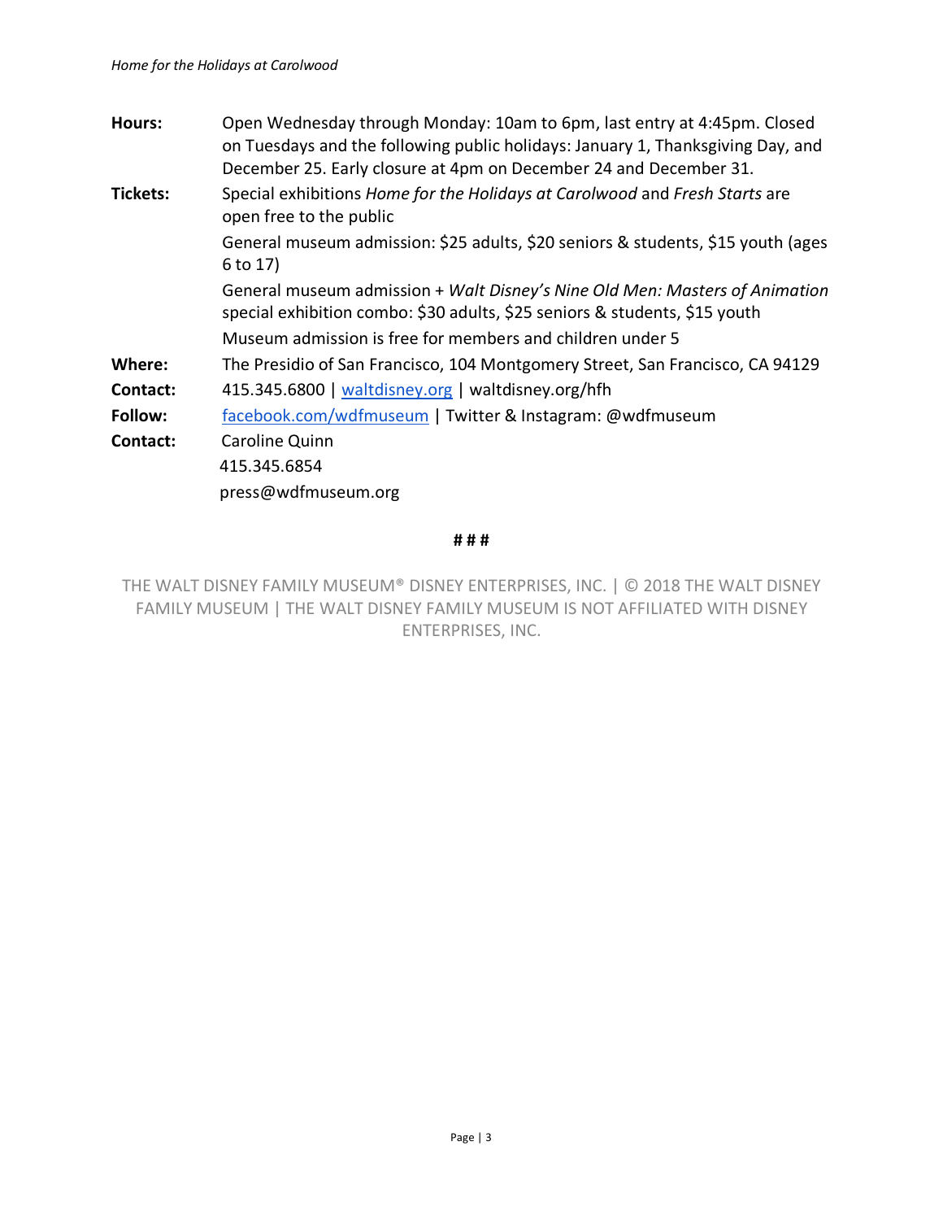**Hours:** Open Wednesday through Monday: 10am to 6pm, last entry at 4:45pm. Closed on Tuesdays and the following public holidays: January 1, Thanksgiving Day, and December 25. Early closure at 4pm on December 24 and December 31.

**Tickets:** Special exhibitions *Home for the Holidays at Carolwood* and *Fresh Starts* are open free to the public

General museum admission: $25 adults, $20 seniors & students, $15 youth (ages 6 to 17)

General museum admission + *Walt Disney's Nine Old Men: Masters of Animation* special exhibition combo: $30 adults, $25 seniors & students, $15 youth

Museum admission is free for members and children under 5

**Where:** The Presidio of San Francisco, 104 Montgomery Street, San Francisco, CA 94129

**Contact:** 415.345.6800 | [waltdisney.org](waltdisney.org) | waltdisney.org/hfh

**Follow:** [facebook.com/wdfmuseum](facebook.com/wdfmuseum) | Twitter & Instagram: @wdfmuseum

**Contact:** Caroline Quinn
415.345.6854
press@wdfmuseum.org

# # #

THE WALT DISNEY FAMILY MUSEUM® DISNEY ENTERPRISES, INC. | © 2018 THE WALT DISNEY FAMILY MUSEUM | THE WALT DISNEY FAMILY MUSEUM IS NOT AFFILIATED WITH DISNEY ENTERPRISES, INC.